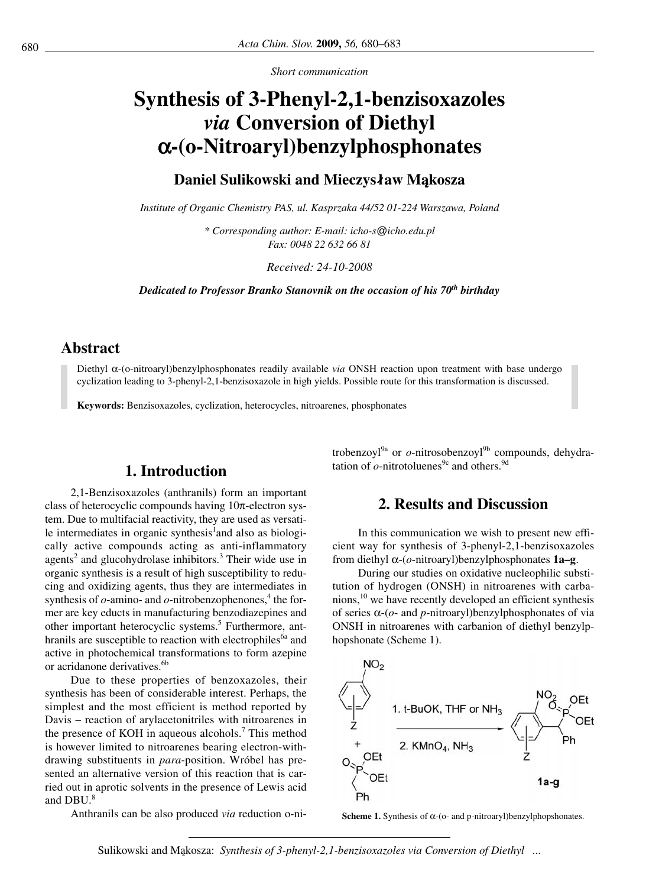*Short communication*

# Synthesis of 3-Phenyl-2,1-benzisoxazoles *via* Conversion of Diethyl α-(o-Nitroaryl)benzylphosphonates

**Daniel Sulikowski and Mieczysław Mąkosza**

*Institute of Organic Chemistry PAS, ul. Kasprzaka 44/52 01-224 Warszawa, Poland*

*\* Corresponding author: E-mail: icho-s@icho.edu.pl*
*Fax: 0048 22 632 66 81*

*Received: 24-10-2008*

***Dedicated to Professor Branko Stanovnik on the occasion of his 70th birthday***

## Abstract

Diethyl α-(o-nitroaryl)benzylphosphonates readily available *via* ONSH reaction upon treatment with base undergo cyclization leading to 3-phenyl-2,1-benzisoxazole in high yields. Possible route for this transformation is discussed.

**Keywords:** Benzisoxazoles, cyclization, heterocycles, nitroarenes, phosphonates

## 1. Introduction

2,1-Benzisoxazoles (anthranils) form an important class of heterocyclic compounds having 10π-electron system. Due to multifacial reactivity, they are used as versatile intermediates in organic synthesis[1]and also as biologically active compounds acting as anti-inflammatory agents[2] and glucohydrolase inhibitors.[3] Their wide use in organic synthesis is a result of high susceptibility to reducing and oxidizing agents, thus they are intermediates in synthesis of *o*-amino- and *o*-nitrobenzophenones,[4] the former are key educts in manufacturing benzodiazepines and other important heterocyclic systems.[5] Furthermore, anthranils are susceptible to reaction with electrophiles[6a] and active in photochemical transformations to form azepine or acridanone derivatives.[6b]

Due to these properties of benzoxazoles, their synthesis has been of considerable interest. Perhaps, the simplest and the most efficient is method reported by Davis – reaction of arylacetonitriles with nitroarenes in the presence of KOH in aqueous alcohols.[7] This method is however limited to nitroarenes bearing electron-withdrawing substituents in *para*-position. Wróbel has presented an alternative version of this reaction that is carried out in aprotic solvents in the presence of Lewis acid and DBU.[8]

Anthranils can be also produced *via* reduction o-nitrobenzoyl[9a] or *o*-nitrosobenzoyl[9b] compounds, dehydratation of *o*-nitrotoluenes[9c] and others.[9d]

## 2. Results and Discussion

In this communication we wish to present new efficient way for synthesis of 3-phenyl-2,1-benzisoxazoles from diethyl α-(*o*-nitroaryl)benzylphosphonates **1a–g**.

During our studies on oxidative nucleophilic substitution of hydrogen (ONSH) in nitroarenes with carbanions,[10] we have recently developed an efficient synthesis of series α-(*o*- and *p*-nitroaryl)benzylphosphonates of via ONSH in nitroarenes with carbanion of diethyl benzylphosphonate (Scheme 1).

1. t-BuOK, THF or $NH_3$
2. $KMnO_4$, $NH_3$

**1a-g**

**Scheme 1.** Synthesis of α-(o- and p-nitroaryl)benzylphopshonates.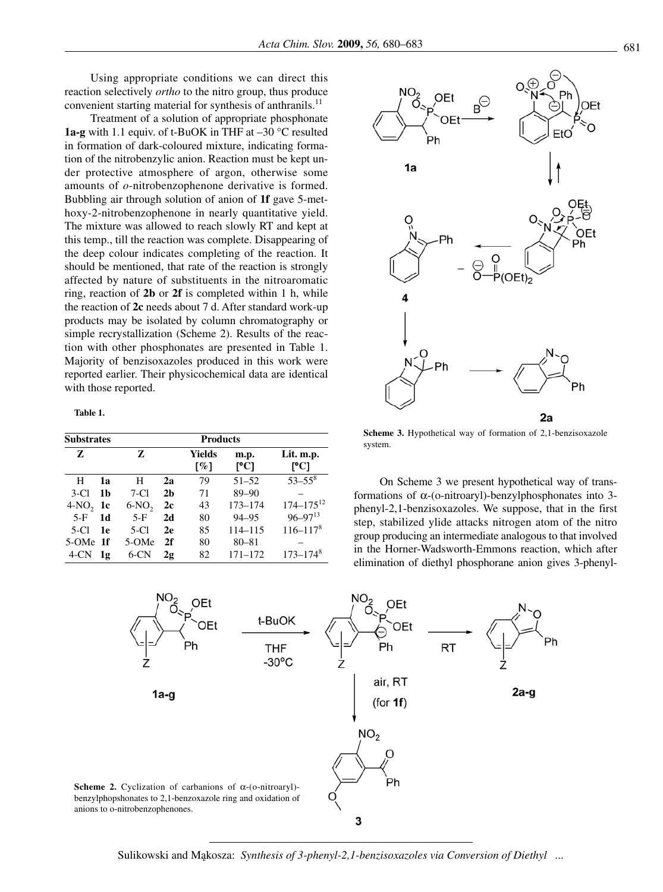Using appropriate conditions we can direct this reaction selectively *ortho* to the nitro group, thus produce convenient starting material for synthesis of anthranils.[11]

Treatment of a solution of appropriate phosphonate **1a-g** with 1.1 equiv. of t-BuOK in THF at –30 °C resulted in formation of dark-coloured mixture, indicating formation of the nitrobenzylic anion. Reaction must be kept under protective atmosphere of argon, otherwise some amounts of *o*-nitrobenzophenone derivative is formed. Bubbling air through solution of anion of **1f** gave 5-methoxy-2-nitrobenzophenone in nearly quantitative yield. The mixture was allowed to reach slowly RT and kept at this temp., till the reaction was complete. Disappearing of the deep colour indicates completing of the reaction. It should be mentioned, that rate of the reaction is strongly affected by nature of substituents in the nitroaromatic ring, reaction of **2b** or **2f** is completed within 1 h, while the reaction of **2c** needs about 7 d. After standard work-up products may be isolated by column chromatography or simple recrystallization (Scheme 2). Results of the reaction with other phosphonates are presented in Table 1. Majority of benzisoxazoles produced in this work were reported earlier. Their physicochemical data are identical with those reported.

**Table 1.**

| Substrates | | Products | | | | |
|---|---|---|---|---|---|---|
| Z | | Z | | Yields [%] | m.p. [°C] | Lit. m.p. [°C] |
| H | **1a** | H | **2a** | 79 | 51–52 | 53–55[8] |
| 3-Cl | **1b** | 7-Cl | **2b** | 71 | 89–90 | – |
| 4-$NO_2$ | **1c** | 6-$NO_2$ | **2c** | 43 | 173–174 | 174–175[12] |
| 5-F | **1d** | 5-F | **2d** | 80 | 94–95 | 96–97[13] |
| 5-Cl | **1e** | 5-Cl | **2e** | 85 | 114–115 | 116–117[8] |
| 5-OMe | **1f** | 5-OMe | **2f** | 80 | 80–81 | – |
| 4-CN | **1g** | 6-CN | **2g** | 82 | 171–172 | 173–174[8] |

**Scheme 3.** Hypothetical way of formation of 2,1-benzisoxazole system.

On Scheme 3 we present hypothetical way of transformations of α-(o-nitroaryl)-benzylphosphonates into 3-phenyl-2,1-benzisoxazoles. We suppose, that in the first step, stabilized ylide attacks nitrogen atom of the nitro group producing an intermediate analogous to that involved in the Horner-Wadsworth-Emmons reaction, which after elimination of diethyl phosphorane anion gives 3-phenyl-

**Scheme 2.** Cyclization of carbanions of α-(o-nitroaryl)-benzylphopshonates to 2,1-benzoxazole ring and oxidation of anions to o-nitrobenzophenones.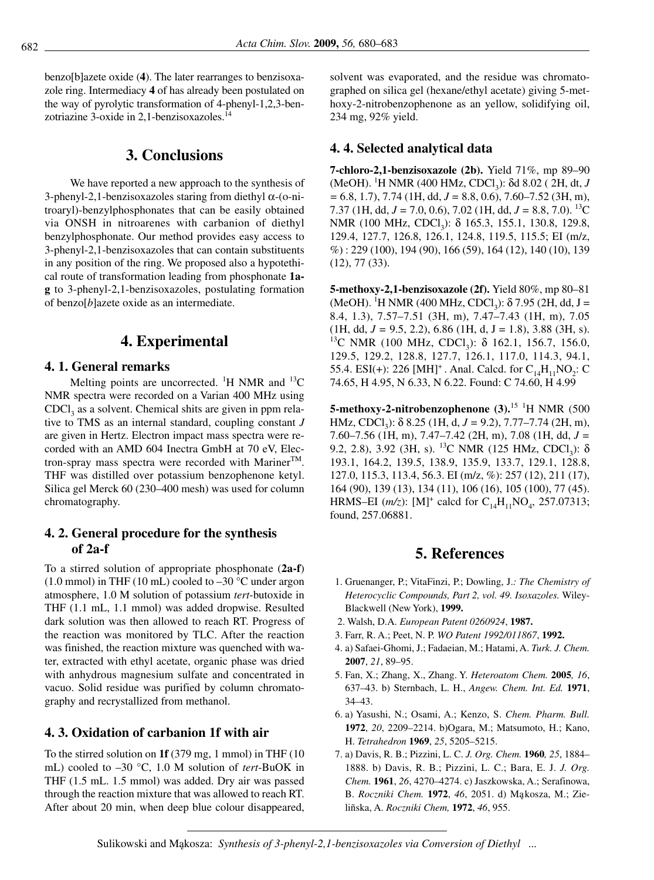benzo[b]azete oxide (**4**). The later rearranges to benzisoxazole ring. Intermediacy **4** of has already been postulated on the way of pyrolytic transformation of 4-phenyl-1,2,3-benzotriazine 3-oxide in 2,1-benzisoxazoles.[14]

## 3. Conclusions

We have reported a new approach to the synthesis of 3-phenyl-2,1-benzisoxazoles staring from diethyl α-(o-nitroaryl)-benzylphosphonates that can be easily obtained via ONSH in nitroarenes with carbanion of diethyl benzylphosphonate. Our method provides easy access to 3-phenyl-2,1-benzisoxazoles that can contain substituents in any position of the ring. We proposed also a hypotethical route of transformation leading from phosphonate **1a-g** to 3-phenyl-2,1-benzisoxazoles, postulating formation of benzo[*b*]azete oxide as an intermediate.

## 4. Experimental

### 4. 1. General remarks

Melting points are uncorrected. $^1$H NMR and $^{13}$C NMR spectra were recorded on a Varian 400 MHz using $CDCl_3$ as a solvent. Chemical shits are given in ppm relative to TMS as an internal standard, coupling constant *J* are given in Hertz. Electron impact mass spectra were recorded with an AMD 604 Inectra GmbH at 70 eV, Electron-spray mass spectra were recorded with Mariner™. THF was distilled over potassium benzophenone ketyl. Silica gel Merck 60 (230–400 mesh) was used for column chromatography.

### 4. 2. General procedure for the synthesis of 2a-f

To a stirred solution of appropriate phosphonate (**2a-f**) (1.0 mmol) in THF (10 mL) cooled to –30 °C under argon atmosphere, 1.0 M solution of potassium *tert*-butoxide in THF (1.1 mL, 1.1 mmol) was added dropwise. Resulted dark solution was then allowed to reach RT. Progress of the reaction was monitored by TLC. After the reaction was finished, the reaction mixture was quenched with water, extracted with ethyl acetate, organic phase was dried with anhydrous magnesium sulfate and concentrated in vacuo. Solid residue was purified by column chromatography and recrystallized from methanol.

### 4. 3. Oxidation of carbanion 1f with air

To the stirred solution on **1f** (379 mg, 1 mmol) in THF (10 mL) cooled to –30 °C, 1.0 M solution of *tert*-BuOK in THF (1.5 mL. 1.5 mmol) was added. Dry air was passed through the reaction mixture that was allowed to reach RT. After about 20 min, when deep blue colour disappeared, solvent was evaporated, and the residue was chromatographed on silica gel (hexane/ethyl acetate) giving 5-methoxy-2-nitrobenzophenone as an yellow, solidifying oil, 234 mg, 92% yield.

### 4. 4. Selected analytical data

**7-chloro-2,1-benzisoxazole (2b).** Yield 71%, mp 89–90 (MeOH). $^1$H NMR (400 HMz, $CDCl_3$): δd 8.02 ( 2H, dt, *J* = 6.8, 1.7), 7.74 (1H, dd, *J* = 8.8, 0.6), 7.60–7.52 (3H, m), 7.37 (1H, dd, *J* = 7.0, 0.6), 7.02 (1H, dd, *J* = 8.8, 7.0). $^{13}$C NMR (100 MHz, $CDCl_3$): δ 165.3, 155.1, 130.8, 129.8, 129.4, 127.7, 126.8, 126.1, 124.8, 119.5, 115.5; EI (m/z, %) : 229 (100), 194 (90), 166 (59), 164 (12), 140 (10), 139 (12), 77 (33).

**5-methoxy-2,1-benzisoxazole (2f).** Yield 80%, mp 80–81 (MeOH). $^1$H NMR (400 MHz, $CDCl_3$): δ 7.95 (2H, dd, J = 8.4, 1.3), 7.57–7.51 (3H, m), 7.47–7.43 (1H, m), 7.05 (1H, dd, *J* = 9.5, 2.2), 6.86 (1H, d, J = 1.8), 3.88 (3H, s). $^{13}$C NMR (100 MHz, $CDCl_3$): δ 162.1, 156.7, 156.0, 129.5, 129.2, 128.8, 127.7, 126.1, 117.0, 114.3, 94.1, 55.4. ESI(+): 226 [MH]$^+$ . Anal. Calcd. for $C_{14}H_{11}NO_2$: C 74.65, H 4.95, N 6.33, N 6.22. Found: C 74.60, H 4.99

**5-methoxy-2-nitrobenzophenone (3).**[15] $^1$H NMR (500 HMz, $CDCl_3$): δ 8.25 (1H, d, *J* = 9.2), 7.77–7.74 (2H, m), 7.60–7.56 (1H, m), 7.47–7.42 (2H, m), 7.08 (1H, dd, *J* = 9.2, 2.8), 3.92 (3H, s). $^{13}$C NMR (125 HMz, $CDCl_3$): δ 193.1, 164.2, 139.5, 138.9, 135.9, 133.7, 129.1, 128.8, 127.0, 115.3, 113.4, 56.3. EI (m/z, %): 257 (12), 211 (17), 164 (90), 139 (13), 134 (11), 106 (16), 105 (100), 77 (45). HRMS–EI (*m/z*): [M]$^+$ calcd for $C_{14}H_{11}NO_4$, 257.07313; found, 257.06881.

## 5. References

1. Gruenanger, P.; VitaFinzi, P.; Dowling, J.*: The Chemistry of Heterocyclic Compounds, Part 2, vol. 49. Isoxazoles.* Wiley-Blackwell (New York), **1999.**
2. Walsh, D.A. *European Patent 0260924*, **1987.**
3. Farr, R. A.; Peet, N. P. *WO Patent 1992/011867*, **1992.**
4. a) Safaei-Ghomi, J.; Fadaeian, M.; Hatami, A. *Turk. J. Chem.* **2007**, *21*, 89–95.
5. Fan, X.; Zhang, X., Zhang. Y. *Heteroatom Chem.* **2005***, 16*, 637–43. b) Sternbach, L. H., *Angew. Chem. Int. Ed.* **1971**, 34–43.
6. a) Yasushi, N.; Osami, A.; Kenzo, S. *Chem. Pharm. Bull.* **1972**, *20*, 2209–2214. b)Ogara, M.; Matsumoto, H.; Kano, H. *Tetrahedron* **1969**, *25*, 5205–5215.
7. a) Davis, R. B.; Pizzini, L. C. *J. Org. Chem.* **1960***, 25*, 1884–1888. b) Davis, R. B.; Pizzini, L. C.; Bara, E. J. *J. Org. Chem.* **1961**, *26*, 4270–4274. c) Jaszkowska, A.; Serafinowa, B. *Roczniki Chem.* **1972**, *46*, 2051. d) Mąkosza, M.; Zielińska, A. *Roczniki Chem,* **1972**, *46*, 955.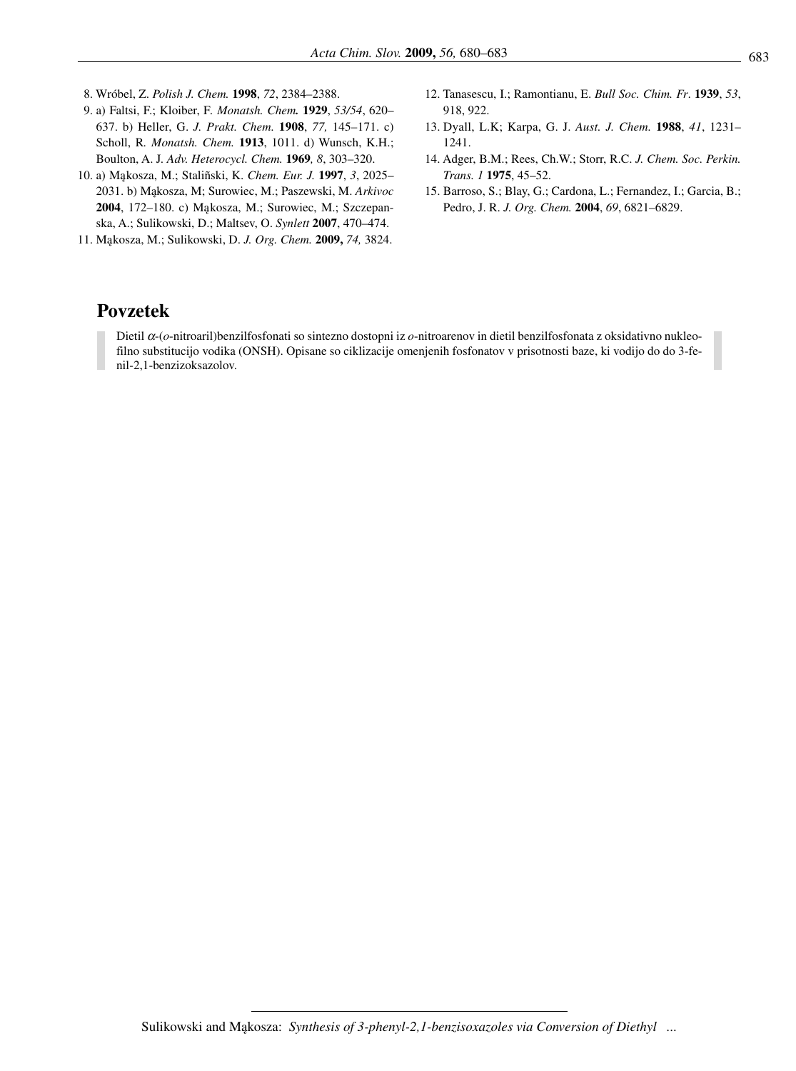8. Wróbel, Z. *Polish J. Chem.* **1998**, *72*, 2384–2388.
9. a) Faltsi, F.; Kloiber, F. *Monatsh. Chem.* **1929**, *53/54*, 620–637. b) Heller, G. *J. Prakt. Chem.* **1908**, *77,* 145–171. c) Scholl, R. *Monatsh. Chem.* **1913**, 1011. d) Wunsch, K.H.; Boulton, A. J. *Adv. Heterocycl. Chem.* **1969***, 8*, 303–320.
10. a) Mąkosza, M.; Staliński, K. *Chem. Eur. J.* **1997**, *3*, 2025–2031. b) Mąkosza, M; Surowiec, M.; Paszewski, M. *Arkivoc* **2004**, 172–180. c) Mąkosza, M.; Surowiec, M.; Szczepanska, A.; Sulikowski, D.; Maltsev, O. *Synlett* **2007**, 470–474.
11. Mąkosza, M.; Sulikowski, D. *J. Org. Chem.* **2009,** *74,* 3824.
12. Tanasescu, I.; Ramontianu, E. *Bull Soc. Chim. Fr*. **1939**, *53*, 918, 922.
13. Dyall, L.K; Karpa, G. J. *Aust. J. Chem.* **1988**, *41*, 1231–1241.
14. Adger, B.M.; Rees, Ch.W.; Storr, R.C. *J. Chem. Soc. Perkin. Trans. 1* **1975**, 45–52.
15. Barroso, S.; Blay, G.; Cardona, L.; Fernandez, I.; Garcia, B.; Pedro, J. R. *J. Org. Chem.* **2004**, *69*, 6821–6829.

## Povzetek

Dietil $\alpha$-(*o*-nitroaril)benzilfosfonati so sintezno dostopni iz *o*-nitroarenov in dietil benzilfosfonata z oksidativno nukleofilno substitucijo vodika (ONSH). Opisane so ciklizacije omenjenih fosfonatov v prisotnosti baze, ki vodijo do do 3-fenil-2,1-benzizoksazolov.